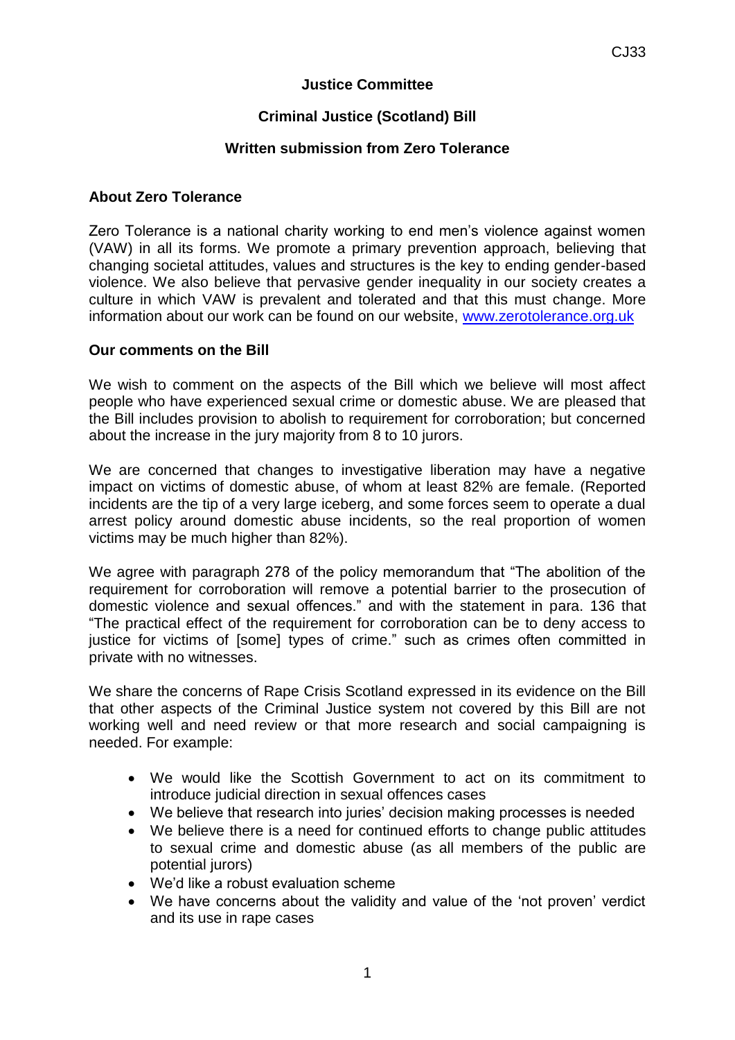**Justice Committee**

**Criminal Justice (Scotland) Bill**

**Written submission from Zero Tolerance**

**About Zero Tolerance**

Zero Tolerance is a national charity working to end men's violence against women (VAW) in all its forms. We promote a primary prevention approach, believing that changing societal attitudes, values and structures is the key to ending gender-based violence. We also believe that pervasive gender inequality in our society creates a culture in which VAW is prevalent and tolerated and that this must change. More information about our work can be found on our website, [www.zerotolerance.org.uk](http://www.zerotolerance.org.uk)

**Our comments on the Bill**

We wish to comment on the aspects of the Bill which we believe will most affect people who have experienced sexual crime or domestic abuse. We are pleased that the Bill includes provision to abolish to requirement for corroboration; but concerned about the increase in the jury majority from 8 to 10 jurors.

We are concerned that changes to investigative liberation may have a negative impact on victims of domestic abuse, of whom at least 82% are female. (Reported incidents are the tip of a very large iceberg, and some forces seem to operate a dual arrest policy around domestic abuse incidents, so the real proportion of women victims may be much higher than 82%).

We agree with paragraph 278 of the policy memorandum that "The abolition of the requirement for corroboration will remove a potential barrier to the prosecution of domestic violence and sexual offences." and with the statement in para. 136 that "The practical effect of the requirement for corroboration can be to deny access to justice for victims of [some] types of crime." such as crimes often committed in private with no witnesses.

We share the concerns of Rape Crisis Scotland expressed in its evidence on the Bill that other aspects of the Criminal Justice system not covered by this Bill are not working well and need review or that more research and social campaigning is needed. For example:

- We would like the Scottish Government to act on its commitment to introduce judicial direction in sexual offences cases
- We believe that research into juries' decision making processes is needed
- We believe there is a need for continued efforts to change public attitudes to sexual crime and domestic abuse (as all members of the public are potential jurors)
- We'd like a robust evaluation scheme
- We have concerns about the validity and value of the 'not proven' verdict and its use in rape cases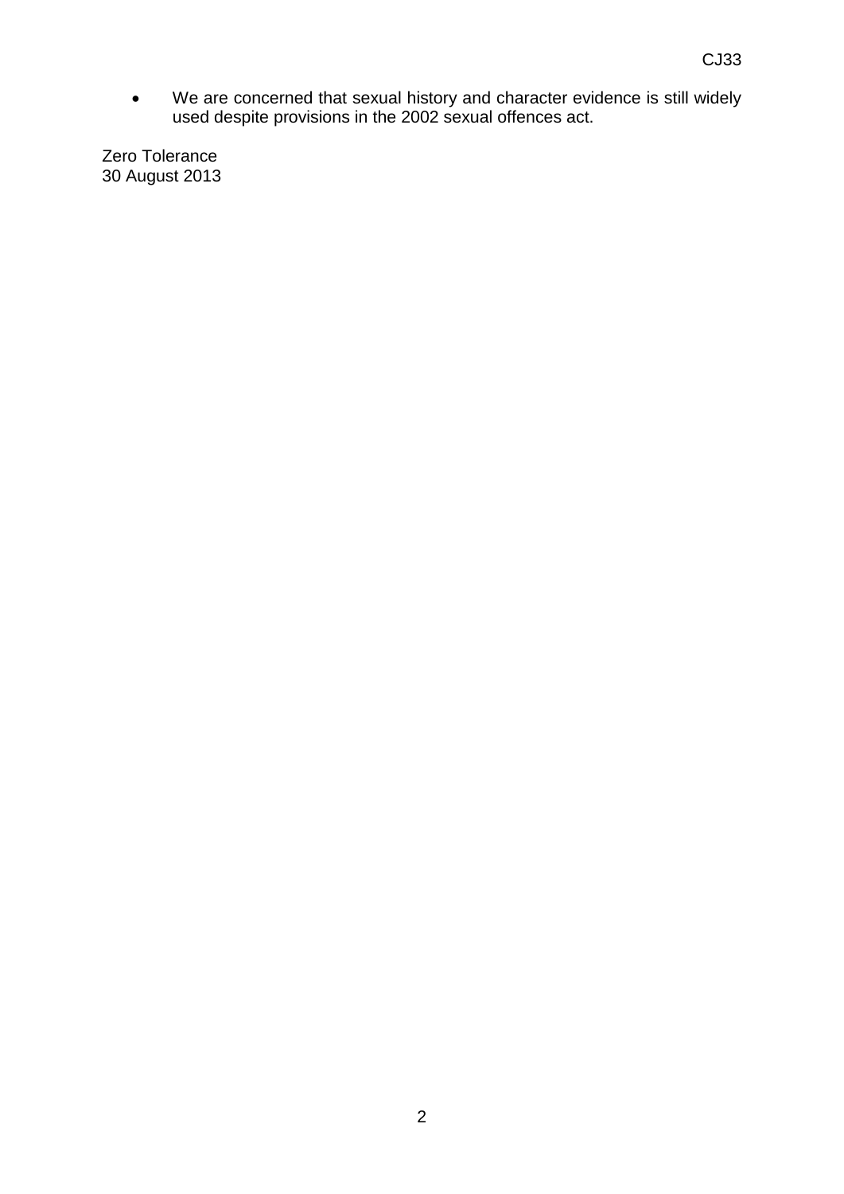- We are concerned that sexual history and character evidence is still widely used despite provisions in the 2002 sexual offences act.

Zero Tolerance
30 August 2013